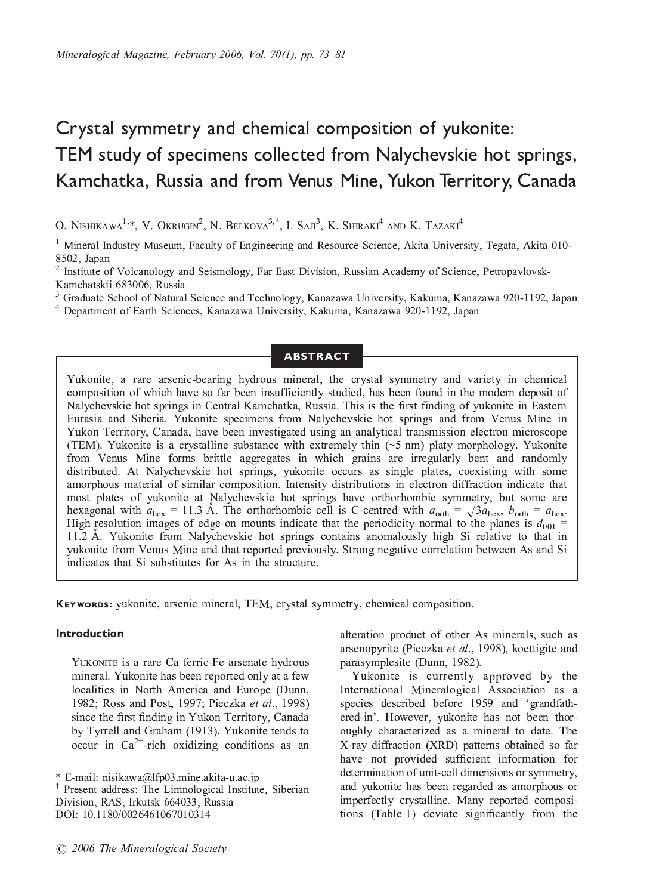# Crystal symmetry and chemical composition of yukonite: TEM study of specimens collected from Nalychevskie hot springs, Kamchatka, Russia and from Venus Mine, Yukon Territory, Canada

O. Nishikawa[1,*], V. Okrugin[2], N. Belkova[3,†], I. Saji[3], K. Shiraki[4] and K. Tazaki[4]

[1] Mineral Industry Museum, Faculty of Engineering and Resource Science, Akita University, Tegata, Akita 010-8502, Japan
[2] Institute of Volcanology and Seismology, Far East Division, Russian Academy of Science, Petropavlovsk-Kamchatskii 683006, Russia
[3] Graduate School of Natural Science and Technology, Kanazawa University, Kakuma, Kanazawa 920-1192, Japan
[4] Department of Earth Sciences, Kanazawa University, Kakuma, Kanazawa 920-1192, Japan

## Abstract

Yukonite, a rare arsenic-bearing hydrous mineral, the crystal symmetry and variety in chemical composition of which have so far been insufficiently studied, has been found in the modern deposit of Nalychevskie hot springs in Central Kamchatka, Russia. This is the first finding of yukonite in Eastern Eurasia and Siberia. Yukonite specimens from Nalychevskie hot springs and from Venus Mine in Yukon Territory, Canada, have been investigated using an analytical transmission electron microscope (TEM). Yukonite is a crystalline substance with extremely thin (~5 nm) platy morphology. Yukonite from Venus Mine forms brittle aggregates in which grains are irregularly bent and randomly distributed. At Nalychevskie hot springs, yukonite occurs as single plates, coexisting with some amorphous material of similar composition. Intensity distributions in electron diffraction indicate that most plates of yukonite at Nalychevskie hot springs have orthorhombic symmetry, but some are hexagonal with $a_{hex}$ = 11.3 Å. The orthorhombic cell is C-centred with $a_{orth} = \sqrt{3}a_{hex}$, $b_{orth} = a_{hex}$. High-resolution images of edge-on mounts indicate that the periodicity normal to the planes is $d_{001}$ = 11.2 Å. Yukonite from Nalychevskie hot springs contains anomalously high Si relative to that in yukonite from Venus Mine and that reported previously. Strong negative correlation between As and Si indicates that Si substitutes for As in the structure.

**Keywords:** yukonite, arsenic mineral, TEM, crystal symmetry, chemical composition.

## Introduction

Yukonite is a rare Ca ferric-Fe arsenate hydrous mineral. Yukonite has been reported only at a few localities in North America and Europe (Dunn, 1982; Ross and Post, 1997; Pieczka *et al*., 1998) since the first finding in Yukon Territory, Canada by Tyrrell and Graham (1913). Yukonite tends to occur in $Ca^{2+}$-rich oxidizing conditions as an alteration product of other As minerals, such as arsenopyrite (Pieczka *et al*., 1998), koettigite and parasymplesite (Dunn, 1982).

Yukonite is currently approved by the International Mineralogical Association as a species described before 1959 and 'grandfathered-in'. However, yukonite has not been thoroughly characterized as a mineral to date. The X-ray diffraction (XRD) patterns obtained so far have not provided sufficient information for determination of unit-cell dimensions or symmetry, and yukonite has been regarded as amorphous or imperfectly crystalline. Many reported compositions (Table 1) deviate significantly from the

\* E-mail: nisikawa@lfp03.mine.akita-u.ac.jp
† Present address: The Limnological Institute, Siberian Division, RAS, Irkutsk 664033, Russia
DOI: 10.1180/0026461067010314

© 2006 The Mineralogical Society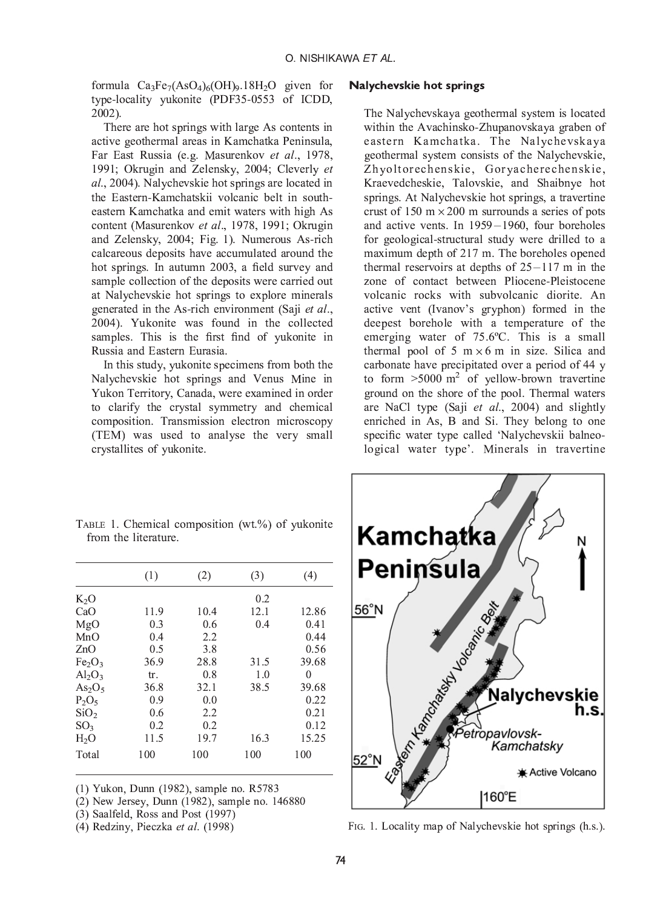formula $Ca_3Fe_7(AsO_4)_6(OH)_9.18H_2O$ given for type-locality yukonite (PDF35-0553 of ICDD, 2002).

There are hot springs with large As contents in active geothermal areas in Kamchatka Peninsula, Far East Russia (e.g. Masurenkov *et al*., 1978, 1991; Okrugin and Zelensky, 2004; Cleverly *et al*., 2004). Nalychevskie hot springs are located in the Eastern-Kamchatskii volcanic belt in south-eastern Kamchatka and emit waters with high As content (Masurenkov *et al*., 1978, 1991; Okrugin and Zelensky, 2004; Fig. 1). Numerous As-rich calcareous deposits have accumulated around the hot springs. In autumn 2003, a field survey and sample collection of the deposits were carried out at Nalychevskie hot springs to explore minerals generated in the As-rich environment (Saji *et al*., 2004). Yukonite was found in the collected samples. This is the first find of yukonite in Russia and Eastern Eurasia.

In this study, yukonite specimens from both the Nalychevskie hot springs and Venus Mine in Yukon Territory, Canada, were examined in order to clarify the crystal symmetry and chemical composition. Transmission electron microscopy (TEM) was used to analyse the very small crystallites of yukonite.

TABLE 1. Chemical composition (wt.%) of yukonite from the literature.

| | (1) | (2) | (3) | (4) |
|---|---|---|---|---|
| $K_2O$ | | | 0.2 | |
| CaO | 11.9 | 10.4 | 12.1 | 12.86 |
| MgO | 0.3 | 0.6 | 0.4 | 0.41 |
| MnO | 0.4 | 2.2 | | 0.44 |
| ZnO | 0.5 | 3.8 | | 0.56 |
| $Fe_2O_3$ | 36.9 | 28.8 | 31.5 | 39.68 |
| $Al_2O_3$ | tr. | 0.8 | 1.0 | 0 |
| $As_2O_5$ | 36.8 | 32.1 | 38.5 | 39.68 |
| $P_2O_5$ | 0.9 | 0.0 | | 0.22 |
| $SiO_2$ | 0.6 | 2.2 | | 0.21 |
| $SO_3$ | 0.2 | 0.2 | | 0.12 |
| $H_2O$ | 11.5 | 19.7 | 16.3 | 15.25 |
| Total | 100 | 100 | 100 | 100 |

(1) Yukon, Dunn (1982), sample no. R5783
(2) New Jersey, Dunn (1982), sample no. 146880
(3) Saalfeld, Ross and Post (1997)
(4) Redziny, Pieczka *et al*. (1998)

## Nalychevskie hot springs

The Nalychevskaya geothermal system is located within the Avachinsko-Zhupanovskaya graben of eastern Kamchatka. The Nalychevskaya geothermal system consists of the Nalychevskie, Zhyoltorechenskie, Goryacherechenskie, Kraevedcheskie, Talovskie, and Shaibnye hot springs. At Nalychevskie hot springs, a travertine crust of 150 m × 200 m surrounds a series of pots and active vents. In 1959–1960, four boreholes for geological-structural study were drilled to a maximum depth of 217 m. The boreholes opened thermal reservoirs at depths of 25–117 m in the zone of contact between Pliocene-Pleistocene volcanic rocks with subvolcanic diorite. An active vent (Ivanov's gryphon) formed in the deepest borehole with a temperature of the emerging water of 75.6ºC. This is a small thermal pool of 5 m × 6 m in size. Silica and carbonate have precipitated over a period of 44 y to form >5000 $m^2$ of yellow-brown travertine ground on the shore of the pool. Thermal waters are NaCl type (Saji *et al*., 2004) and slightly enriched in As, B and Si. They belong to one specific water type called 'Nalychevskii balneological water type'. Minerals in travertine

FIG. 1. Locality map of Nalychevskie hot springs (h.s.).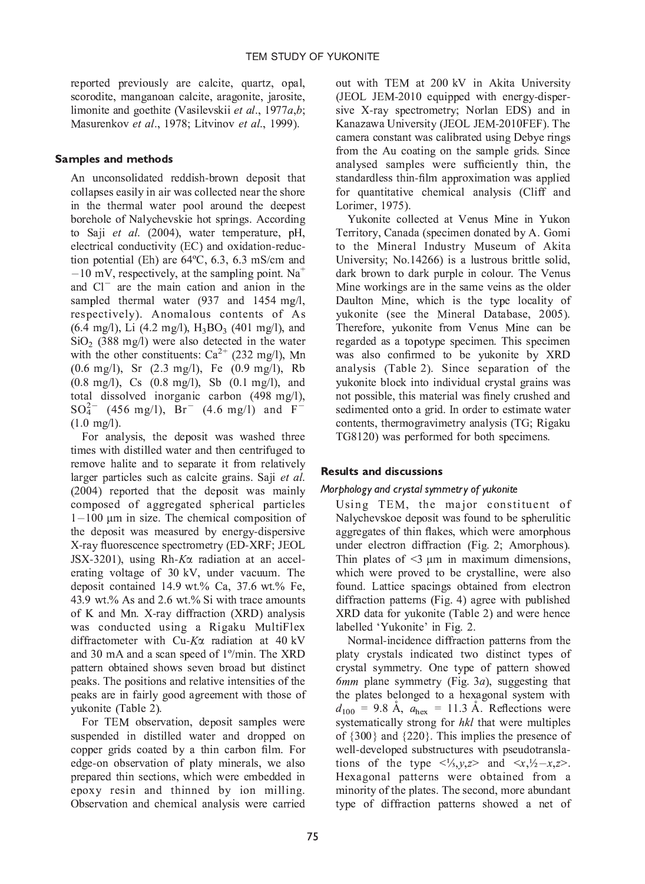reported previously are calcite, quartz, opal, scorodite, manganoan calcite, aragonite, jarosite, limonite and goethite (Vasilevskii *et al*., 1977*a*,*b*; Masurenkov *et al*., 1978; Litvinov *et al*., 1999).

## Samples and methods

An unconsolidated reddish-brown deposit that collapses easily in air was collected near the shore in the thermal water pool around the deepest borehole of Nalychevskie hot springs. According to Saji *et al*. (2004), water temperature, pH, electrical conductivity (EC) and oxidation-reduction potential (Eh) are 64ºC, 6.3, 6.3 mS/cm and −10 mV, respectively, at the sampling point. $Na^+$ and $Cl^-$ are the main cation and anion in the sampled thermal water (937 and 1454 mg/l, respectively). Anomalous contents of As (6.4 mg/l), Li (4.2 mg/l), $H_3BO_3$ (401 mg/l), and $SiO_2$ (388 mg/l) were also detected in the water with the other constituents: $Ca^{2+}$ (232 mg/l), Mn (0.6 mg/l), Sr (2.3 mg/l), Fe (0.9 mg/l), Rb (0.8 mg/l), Cs (0.8 mg/l), Sb (0.1 mg/l), and total dissolved inorganic carbon (498 mg/l), $SO_4^{2-}$ (456 mg/l), $Br^-$ (4.6 mg/l) and $F^-$ (1.0 mg/l).

For analysis, the deposit was washed three times with distilled water and then centrifuged to remove halite and to separate it from relatively larger particles such as calcite grains. Saji *et al*. (2004) reported that the deposit was mainly composed of aggregated spherical particles 1−100 μm in size. The chemical composition of the deposit was measured by energy-dispersive X-ray fluorescence spectrometry (ED-XRF; JEOL JSX-3201), using Rh-*K*α radiation at an accelerating voltage of 30 kV, under vacuum. The deposit contained 14.9 wt.% Ca, 37.6 wt.% Fe, 43.9 wt.% As and 2.6 wt.% Si with trace amounts of K and Mn. X-ray diffraction (XRD) analysis was conducted using a Rigaku MultiFlex diffractometer with Cu-*K*α radiation at 40 kV and 30 mA and a scan speed of 1º/min. The XRD pattern obtained shows seven broad but distinct peaks. The positions and relative intensities of the peaks are in fairly good agreement with those of yukonite (Table 2).

For TEM observation, deposit samples were suspended in distilled water and dropped on copper grids coated by a thin carbon film. For edge-on observation of platy minerals, we also prepared thin sections, which were embedded in epoxy resin and thinned by ion milling. Observation and chemical analysis were carried out with TEM at 200 kV in Akita University (JEOL JEM-2010 equipped with energy-dispersive X-ray spectrometry; Norlan EDS) and in Kanazawa University (JEOL JEM-2010FEF). The camera constant was calibrated using Debye rings from the Au coating on the sample grids. Since analysed samples were sufficiently thin, the standardless thin-film approximation was applied for quantitative chemical analysis (Cliff and Lorimer, 1975).

Yukonite collected at Venus Mine in Yukon Territory, Canada (specimen donated by A. Gomi to the Mineral Industry Museum of Akita University; No.14266) is a lustrous brittle solid, dark brown to dark purple in colour. The Venus Mine workings are in the same veins as the older Daulton Mine, which is the type locality of yukonite (see the Mineral Database, 2005). Therefore, yukonite from Venus Mine can be regarded as a topotype specimen. This specimen was also confirmed to be yukonite by XRD analysis (Table 2). Since separation of the yukonite block into individual crystal grains was not possible, this material was finely crushed and sedimented onto a grid. In order to estimate water contents, thermogravimetry analysis (TG; Rigaku TG8120) was performed for both specimens.

## Results and discussions

### *Morphology and crystal symmetry of yukonite*

Using TEM, the major constituent of Nalychevskoe deposit was found to be spherulitic aggregates of thin flakes, which were amorphous under electron diffraction (Fig. 2; Amorphous). Thin plates of <3 μm in maximum dimensions, which were proved to be crystalline, were also found. Lattice spacings obtained from electron diffraction patterns (Fig. 4) agree with published XRD data for yukonite (Table 2) and were hence labelled 'Yukonite' in Fig. 2.

Normal-incidence diffraction patterns from the platy crystals indicated two distinct types of crystal symmetry. One type of pattern showed *6mm* plane symmetry (Fig. 3*a*), suggesting that the plates belonged to a hexagonal system with $d_{100}$ = 9.8 Å, $a_{hex}$ = 11.3 Å. Reflections were systematically strong for *hkl* that were multiples of {300} and {220}. This implies the presence of well-developed substructures with pseudotranslations of the type <⅓,*y*,*z*> and <*x*,½−*x*,*z*>. Hexagonal patterns were obtained from a minority of the plates. The second, more abundant type of diffraction patterns showed a net of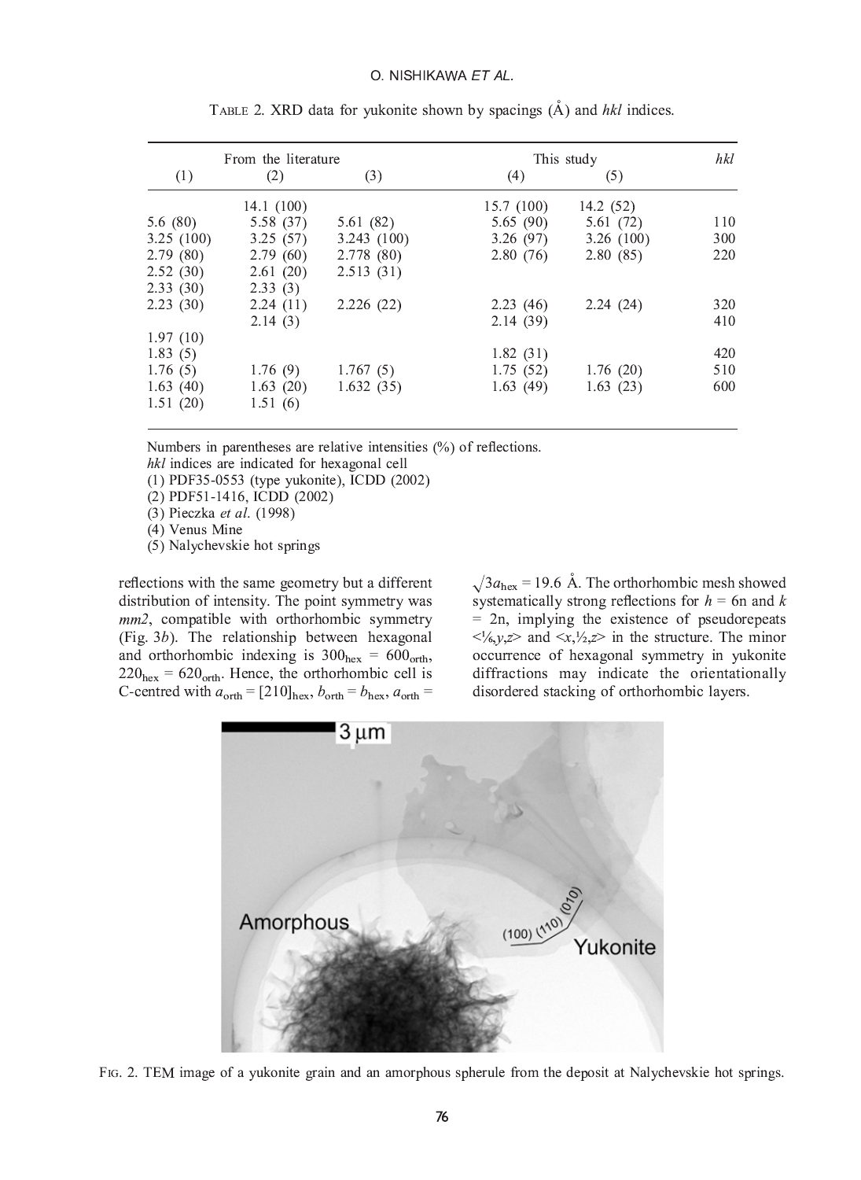TABLE 2. XRD data for yukonite shown by spacings (Å) and *hkl* indices.

| From the literature (1) | (2) | (3) | This study (4) | (5) | *hkl* |
|---|---|---|---|---|---|
| | 14.1 (100) | | 15.7 (100) | 14.2 (52) | |
| 5.6 (80) | 5.58 (37) | 5.61 (82) | 5.65 (90) | 5.61 (72) | 110 |
| 3.25 (100) | 3.25 (57) | 3.243 (100) | 3.26 (97) | 3.26 (100) | 300 |
| 2.79 (80) | 2.79 (60) | 2.778 (80) | 2.80 (76) | 2.80 (85) | 220 |
| 2.52 (30) | 2.61 (20) | 2.513 (31) | | | |
| 2.33 (30) | 2.33 (3) | | | | |
| 2.23 (30) | 2.24 (11) | 2.226 (22) | 2.23 (46) | 2.24 (24) | 320 |
| | 2.14 (3) | | 2.14 (39) | | 410 |
| 1.97 (10) | | | | | |
| 1.83 (5) | | | 1.82 (31) | | 420 |
| 1.76 (5) | 1.76 (9) | 1.767 (5) | 1.75 (52) | 1.76 (20) | 510 |
| 1.63 (40) | 1.63 (20) | 1.632 (35) | 1.63 (49) | 1.63 (23) | 600 |
| 1.51 (20) | 1.51 (6) | | | | |

Numbers in parentheses are relative intensities (%) of reflections.
*hkl* indices are indicated for hexagonal cell
(1) PDF35-0553 (type yukonite), ICDD (2002)
(2) PDF51-1416, ICDD (2002)
(3) Pieczka *et al*. (1998)
(4) Venus Mine
(5) Nalychevskie hot springs

reflections with the same geometry but a different distribution of intensity. The point symmetry was *mm2*, compatible with orthorhombic symmetry (Fig. 3*b*). The relationship between hexagonal and orthorhombic indexing is $300_{hex} = 600_{orth}$, $220_{hex} = 620_{orth}$. Hence, the orthorhombic cell is C-centred with $a_{orth} = [210]_{hex}$, $b_{orth} = b_{hex}$, $a_{orth} = \sqrt{3}a_{hex} = 19.6$ Å. The orthorhombic mesh showed systematically strong reflections for $h = 6n$ and $k = 2n$, implying the existence of pseudorepeats $<\frac{1}{6},y,z>$ and $<x,\frac{1}{2},z>$ in the structure. The minor occurrence of hexagonal symmetry in yukonite diffractions may indicate the orientationally disordered stacking of orthorhombic layers.

FIG. 2. TEM image of a yukonite grain and an amorphous spherule from the deposit at Nalychevskie hot springs.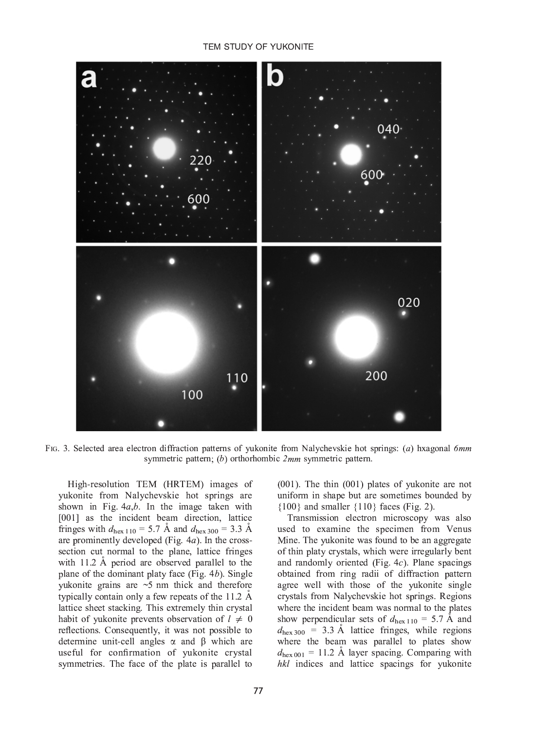FIG. 3. Selected area electron diffraction patterns of yukonite from Nalychevskie hot springs: (*a*) hxagonal *6mm* symmetric pattern; (*b*) orthorhombic *2mm* symmetric pattern.

High-resolution TEM (HRTEM) images of yukonite from Nalychevskie hot springs are shown in Fig. 4*a*,*b*. In the image taken with [001] as the incident beam direction, lattice fringes with $d_{\text{hex }110}$ = 5.7 Å and $d_{\text{hex }300}$ = 3.3 Å are prominently developed (Fig. 4*a*). In the cross-section cut normal to the plane, lattice fringes with 11.2 Å period are observed parallel to the plane of the dominant platy face (Fig. 4*b*). Single yukonite grains are ~5 nm thick and therefore typically contain only a few repeats of the 11.2 Å lattice sheet stacking. This extremely thin crystal habit of yukonite prevents observation of $l \neq 0$ reflections. Consequently, it was not possible to determine unit-cell angles α and β which are useful for confirmation of yukonite crystal symmetries. The face of the plate is parallel to (001). The thin (001) plates of yukonite are not uniform in shape but are sometimes bounded by {100} and smaller {110} faces (Fig. 2).

Transmission electron microscopy was also used to examine the specimen from Venus Mine. The yukonite was found to be an aggregate of thin platy crystals, which were irregularly bent and randomly oriented (Fig. 4*c*). Plane spacings obtained from ring radii of diffraction pattern agree well with those of the yukonite single crystals from Nalychevskie hot springs. Regions where the incident beam was normal to the plates show perpendicular sets of $d_{\text{hex }110}$ = 5.7 Å and $d_{\text{hex }300}$ = 3.3 Å lattice fringes, while regions where the beam was parallel to plates show $d_{\text{hex }001}$ = 11.2 Å layer spacing. Comparing with *hkl* indices and lattice spacings for yukonite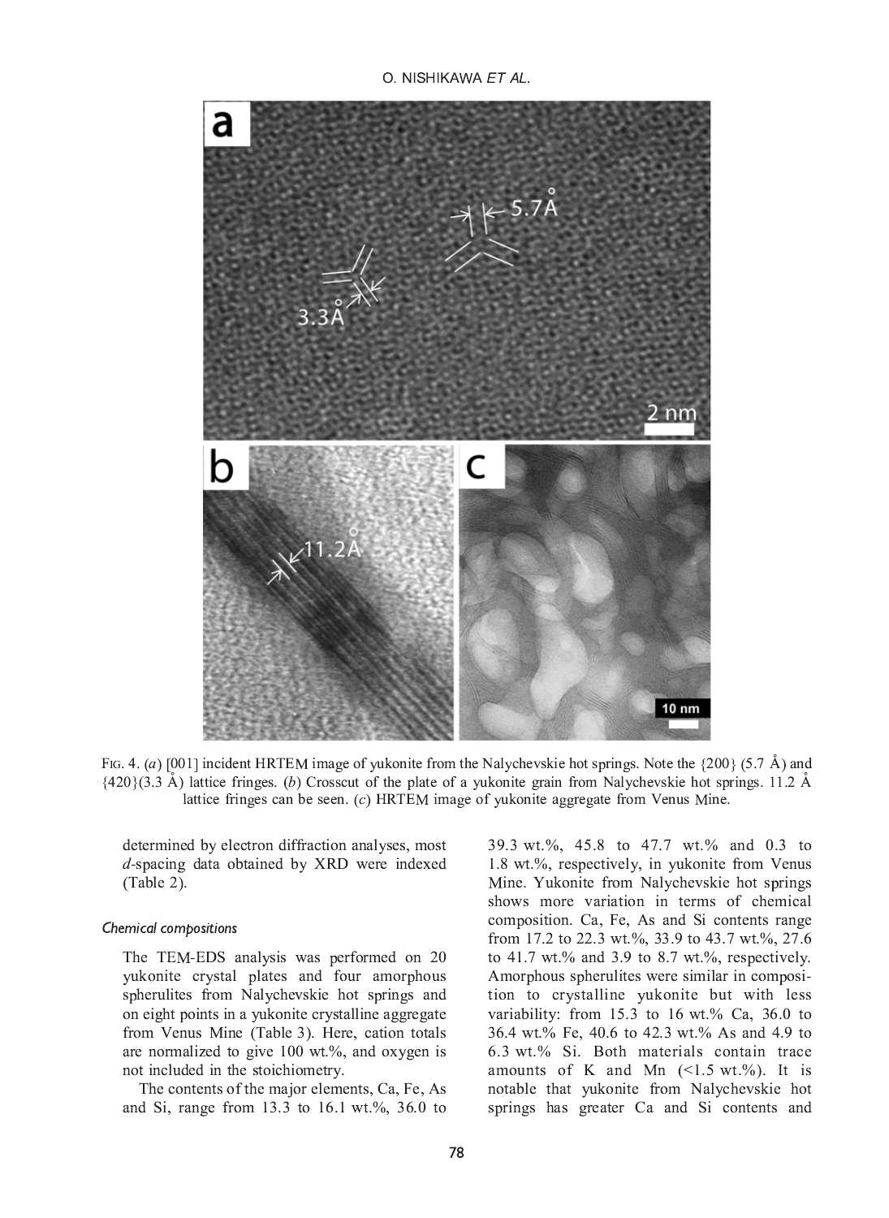Fig. 4. (*a*) [001] incident HRTEM image of yukonite from the Nalychevskie hot springs. Note the {200} (5.7 Å) and {420}(3.3 Å) lattice fringes. (*b*) Crosscut of the plate of a yukonite grain from Nalychevskie hot springs. 11.2 Å lattice fringes can be seen. (*c*) HRTEM image of yukonite aggregate from Venus Mine.

determined by electron diffraction analyses, most *d*-spacing data obtained by XRD were indexed (Table 2).

### Chemical compositions

The TEM-EDS analysis was performed on 20 yukonite crystal plates and four amorphous spherulites from Nalychevskie hot springs and on eight points in a yukonite crystalline aggregate from Venus Mine (Table 3). Here, cation totals are normalized to give 100 wt.%, and oxygen is not included in the stoichiometry.

The contents of the major elements, Ca, Fe, As and Si, range from 13.3 to 16.1 wt.%, 36.0 to 39.3 wt.%, 45.8 to 47.7 wt.% and 0.3 to 1.8 wt.%, respectively, in yukonite from Venus Mine. Yukonite from Nalychevskie hot springs shows more variation in terms of chemical composition. Ca, Fe, As and Si contents range from 17.2 to 22.3 wt.%, 33.9 to 43.7 wt.%, 27.6 to 41.7 wt.% and 3.9 to 8.7 wt.%, respectively. Amorphous spherulites were similar in composition to crystalline yukonite but with less variability: from 15.3 to 16 wt.% Ca, 36.0 to 36.4 wt.% Fe, 40.6 to 42.3 wt.% As and 4.9 to 6.3 wt.% Si. Both materials contain trace amounts of K and Mn (<1.5 wt.%). It is notable that yukonite from Nalychevskie hot springs has greater Ca and Si contents and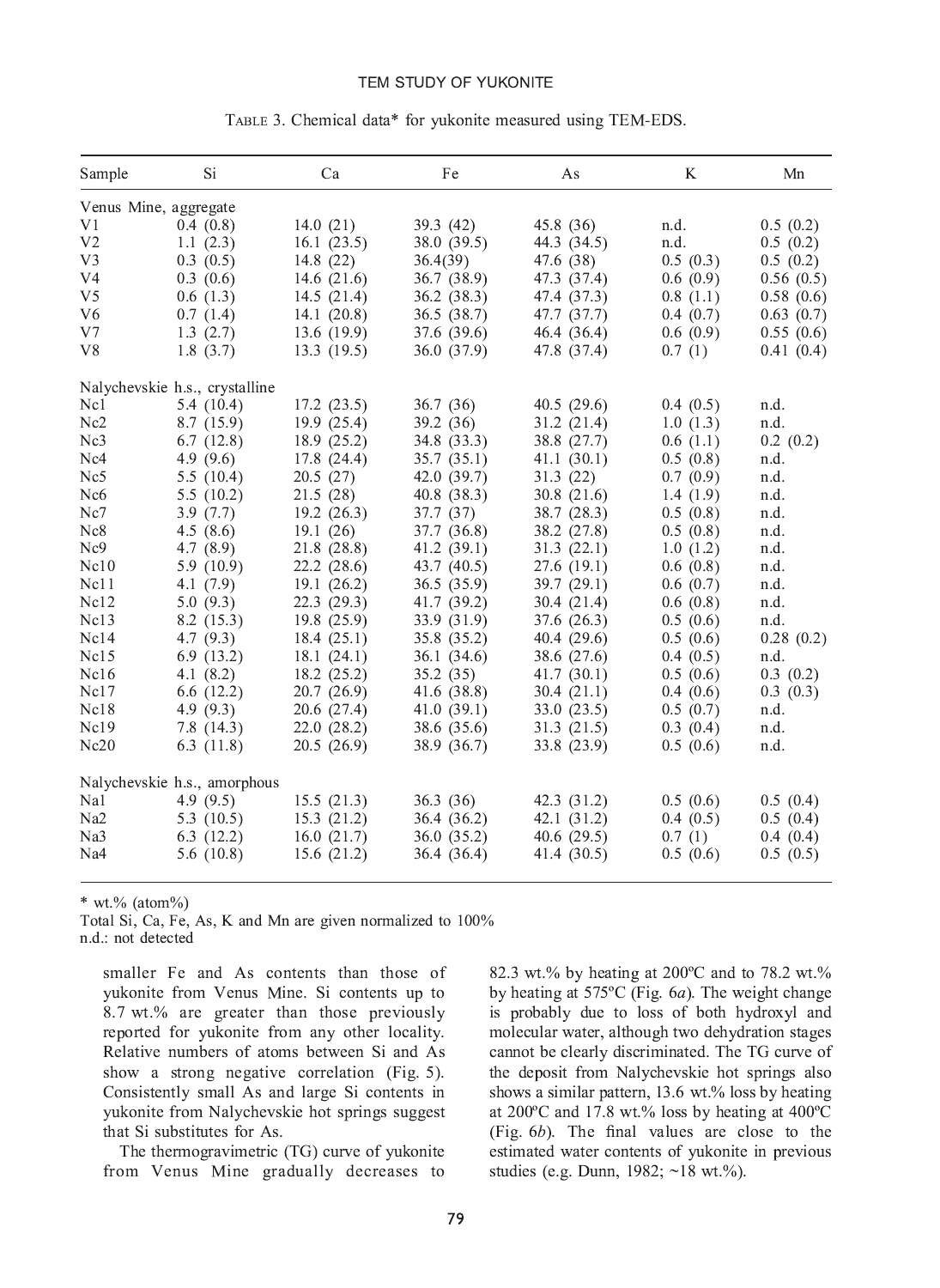TABLE 3. Chemical data* for yukonite measured using TEM-EDS.

| Sample | Si | Ca | Fe | As | K | Mn |
|---|---|---|---|---|---|---|
| Venus Mine, aggregate | | | | | | |
| V1 | 0.4 (0.8) | 14.0 (21) | 39.3 (42) | 45.8 (36) | n.d. | 0.5 (0.2) |
| V2 | 1.1 (2.3) | 16.1 (23.5) | 38.0 (39.5) | 44.3 (34.5) | n.d. | 0.5 (0.2) |
| V3 | 0.3 (0.5) | 14.8 (22) | 36.4(39) | 47.6 (38) | 0.5 (0.3) | 0.5 (0.2) |
| V4 | 0.3 (0.6) | 14.6 (21.6) | 36.7 (38.9) | 47.3 (37.4) | 0.6 (0.9) | 0.56 (0.5) |
| V5 | 0.6 (1.3) | 14.5 (21.4) | 36.2 (38.3) | 47.4 (37.3) | 0.8 (1.1) | 0.58 (0.6) |
| V6 | 0.7 (1.4) | 14.1 (20.8) | 36.5 (38.7) | 47.7 (37.7) | 0.4 (0.7) | 0.63 (0.7) |
| V7 | 1.3 (2.7) | 13.6 (19.9) | 37.6 (39.6) | 46.4 (36.4) | 0.6 (0.9) | 0.55 (0.6) |
| V8 | 1.8 (3.7) | 13.3 (19.5) | 36.0 (37.9) | 47.8 (37.4) | 0.7 (1) | 0.41 (0.4) |
| Nalychevskie h.s., crystalline | | | | | | |
| Nc1 | 5.4 (10.4) | 17.2 (23.5) | 36.7 (36) | 40.5 (29.6) | 0.4 (0.5) | n.d. |
| Nc2 | 8.7 (15.9) | 19.9 (25.4) | 39.2 (36) | 31.2 (21.4) | 1.0 (1.3) | n.d. |
| Nc3 | 6.7 (12.8) | 18.9 (25.2) | 34.8 (33.3) | 38.8 (27.7) | 0.6 (1.1) | 0.2 (0.2) |
| Nc4 | 4.9 (9.6) | 17.8 (24.4) | 35.7 (35.1) | 41.1 (30.1) | 0.5 (0.8) | n.d. |
| Nc5 | 5.5 (10.4) | 20.5 (27) | 42.0 (39.7) | 31.3 (22) | 0.7 (0.9) | n.d. |
| Nc6 | 5.5 (10.2) | 21.5 (28) | 40.8 (38.3) | 30.8 (21.6) | 1.4 (1.9) | n.d. |
| Nc7 | 3.9 (7.7) | 19.2 (26.3) | 37.7 (37) | 38.7 (28.3) | 0.5 (0.8) | n.d. |
| Nc8 | 4.5 (8.6) | 19.1 (26) | 37.7 (36.8) | 38.2 (27.8) | 0.5 (0.8) | n.d. |
| Nc9 | 4.7 (8.9) | 21.8 (28.8) | 41.2 (39.1) | 31.3 (22.1) | 1.0 (1.2) | n.d. |
| Nc10 | 5.9 (10.9) | 22.2 (28.6) | 43.7 (40.5) | 27.6 (19.1) | 0.6 (0.8) | n.d. |
| Nc11 | 4.1 (7.9) | 19.1 (26.2) | 36.5 (35.9) | 39.7 (29.1) | 0.6 (0.7) | n.d. |
| Nc12 | 5.0 (9.3) | 22.3 (29.3) | 41.7 (39.2) | 30.4 (21.4) | 0.6 (0.8) | n.d. |
| Nc13 | 8.2 (15.3) | 19.8 (25.9) | 33.9 (31.9) | 37.6 (26.3) | 0.5 (0.6) | n.d. |
| Nc14 | 4.7 (9.3) | 18.4 (25.1) | 35.8 (35.2) | 40.4 (29.6) | 0.5 (0.6) | 0.28 (0.2) |
| Nc15 | 6.9 (13.2) | 18.1 (24.1) | 36.1 (34.6) | 38.6 (27.6) | 0.4 (0.5) | n.d. |
| Nc16 | 4.1 (8.2) | 18.2 (25.2) | 35.2 (35) | 41.7 (30.1) | 0.5 (0.6) | 0.3 (0.2) |
| Nc17 | 6.6 (12.2) | 20.7 (26.9) | 41.6 (38.8) | 30.4 (21.1) | 0.4 (0.6) | 0.3 (0.3) |
| Nc18 | 4.9 (9.3) | 20.6 (27.4) | 41.0 (39.1) | 33.0 (23.5) | 0.5 (0.7) | n.d. |
| Nc19 | 7.8 (14.3) | 22.0 (28.2) | 38.6 (35.6) | 31.3 (21.5) | 0.3 (0.4) | n.d. |
| Nc20 | 6.3 (11.8) | 20.5 (26.9) | 38.9 (36.7) | 33.8 (23.9) | 0.5 (0.6) | n.d. |
| Nalychevskie h.s., amorphous | | | | | | |
| Na1 | 4.9 (9.5) | 15.5 (21.3) | 36.3 (36) | 42.3 (31.2) | 0.5 (0.6) | 0.5 (0.4) |
| Na2 | 5.3 (10.5) | 15.3 (21.2) | 36.4 (36.2) | 42.1 (31.2) | 0.4 (0.5) | 0.5 (0.4) |
| Na3 | 6.3 (12.2) | 16.0 (21.7) | 36.0 (35.2) | 40.6 (29.5) | 0.7 (1) | 0.4 (0.4) |
| Na4 | 5.6 (10.8) | 15.6 (21.2) | 36.4 (36.4) | 41.4 (30.5) | 0.5 (0.6) | 0.5 (0.5) |

\* wt.% (atom%)
Total Si, Ca, Fe, As, K and Mn are given normalized to 100%
n.d.: not detected

smaller Fe and As contents than those of yukonite from Venus Mine. Si contents up to 8.7 wt.% are greater than those previously reported for yukonite from any other locality. Relative numbers of atoms between Si and As show a strong negative correlation (Fig. 5). Consistently small As and large Si contents in yukonite from Nalychevskie hot springs suggest that Si substitutes for As.

The thermogravimetric (TG) curve of yukonite from Venus Mine gradually decreases to 82.3 wt.% by heating at 200ºC and to 78.2 wt.% by heating at 575ºC (Fig. 6*a*). The weight change is probably due to loss of both hydroxyl and molecular water, although two dehydration stages cannot be clearly discriminated. The TG curve of the deposit from Nalychevskie hot springs also shows a similar pattern, 13.6 wt.% loss by heating at 200ºC and 17.8 wt.% loss by heating at 400ºC (Fig. 6*b*). The final values are close to the estimated water contents of yukonite in previous studies (e.g. Dunn, 1982; ~18 wt.%).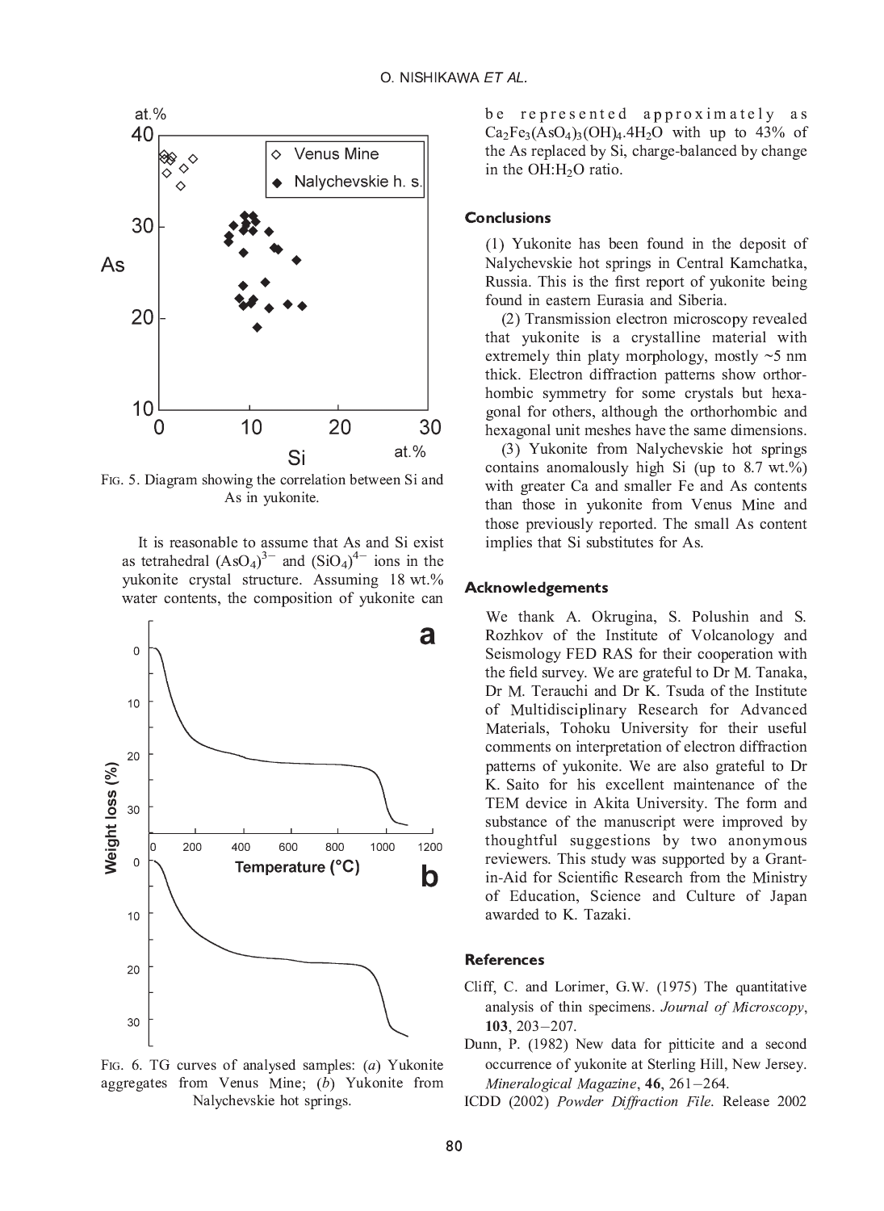FIG. 5. Diagram showing the correlation between Si and As in yukonite.

It is reasonable to assume that As and Si exist as tetrahedral $(AsO_4)^{3-}$ and $(SiO_4)^{4-}$ ions in the yukonite crystal structure. Assuming 18 wt.% water contents, the composition of yukonite can be represented approximately as $Ca_2Fe_3(AsO_4)_3(OH)_4.4H_2O$ with up to 43% of the As replaced by Si, charge-balanced by change in the $OH:H_2O$ ratio.

FIG. 6. TG curves of analysed samples: (*a*) Yukonite aggregates from Venus Mine; (*b*) Yukonite from Nalychevskie hot springs.

## Conclusions

(1) Yukonite has been found in the deposit of Nalychevskie hot springs in Central Kamchatka, Russia. This is the first report of yukonite being found in eastern Eurasia and Siberia.

(2) Transmission electron microscopy revealed that yukonite is a crystalline material with extremely thin platy morphology, mostly ~5 nm thick. Electron diffraction patterns show orthorhombic symmetry for some crystals but hexagonal for others, although the orthorhombic and hexagonal unit meshes have the same dimensions.

(3) Yukonite from Nalychevskie hot springs contains anomalously high Si (up to 8.7 wt.%) with greater Ca and smaller Fe and As contents than those in yukonite from Venus Mine and those previously reported. The small As content implies that Si substitutes for As.

## Acknowledgements

We thank A. Okrugina, S. Polushin and S. Rozhkov of the Institute of Volcanology and Seismology FED RAS for their cooperation with the field survey. We are grateful to Dr M. Tanaka, Dr M. Terauchi and Dr K. Tsuda of the Institute of Multidisciplinary Research for Advanced Materials, Tohoku University for their useful comments on interpretation of electron diffraction patterns of yukonite. We are also grateful to Dr K. Saito for his excellent maintenance of the TEM device in Akita University. The form and substance of the manuscript were improved by thoughtful suggestions by two anonymous reviewers. This study was supported by a Grant-in-Aid for Scientific Research from the Ministry of Education, Science and Culture of Japan awarded to K. Tazaki.

## References

Cliff, C. and Lorimer, G.W. (1975) The quantitative analysis of thin specimens. *Journal of Microscopy*, **103**, 203–207.

Dunn, P. (1982) New data for pitticite and a second occurrence of yukonite at Sterling Hill, New Jersey. *Mineralogical Magazine*, **46**, 261–264.

ICDD (2002) *Powder Diffraction File*. Release 2002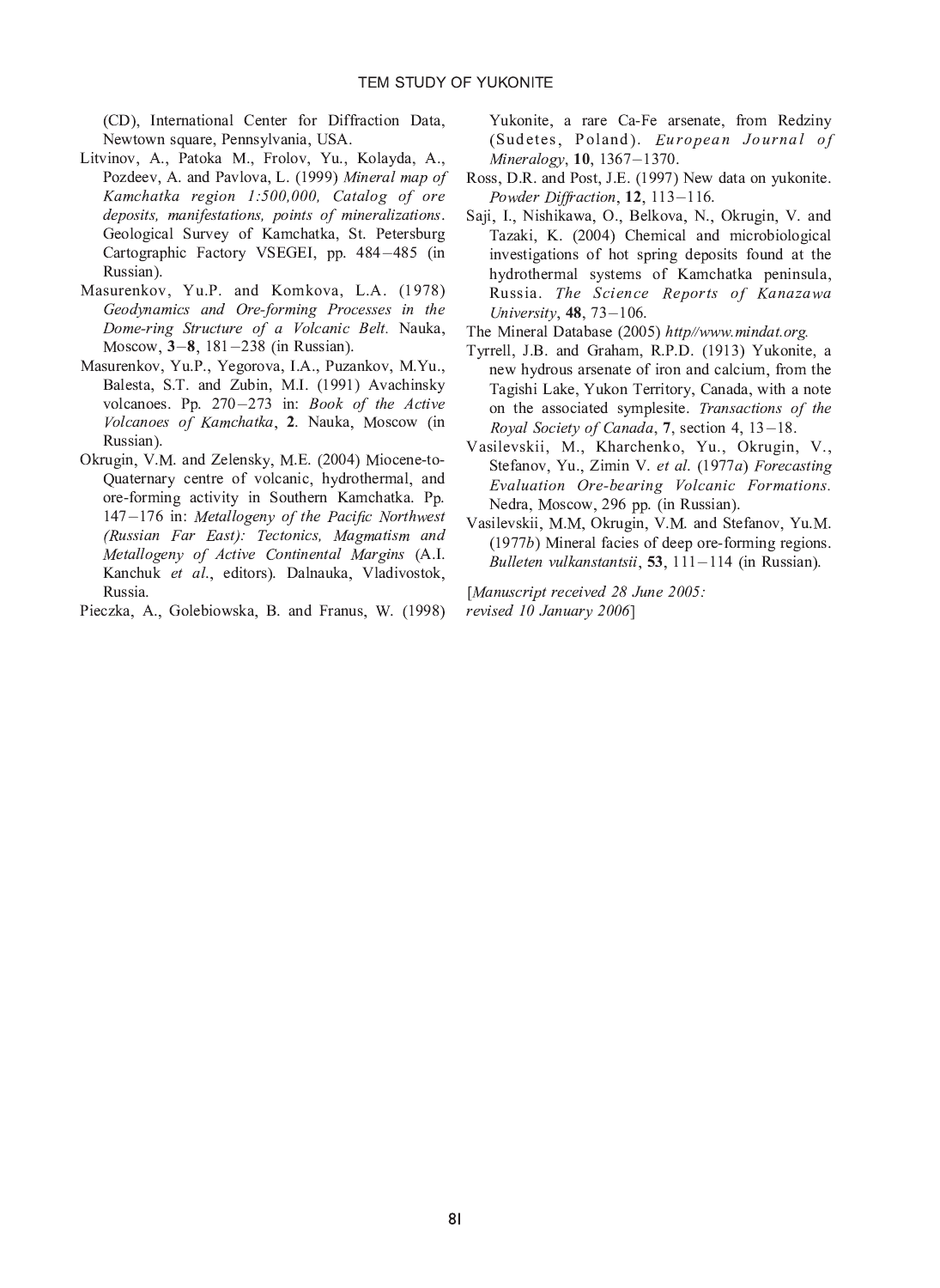(CD), International Center for Diffraction Data, Newtown square, Pennsylvania, USA.

Litvinov, A., Patoka M., Frolov, Yu., Kolayda, A., Pozdeev, A. and Pavlova, L. (1999) *Mineral map of Kamchatka region 1:500,000, Catalog of ore deposits, manifestations, points of mineralizations*. Geological Survey of Kamchatka, St. Petersburg Cartographic Factory VSEGEI, pp. 484–485 (in Russian).

Masurenkov, Yu.P. and Komkova, L.A. (1978) *Geodynamics and Ore-forming Processes in the Dome-ring Structure of a Volcanic Belt.* Nauka, Moscow, **3–8**, 181–238 (in Russian).

Masurenkov, Yu.P., Yegorova, I.A., Puzankov, M.Yu., Balesta, S.T. and Zubin, M.I. (1991) Avachinsky volcanoes. Pp. 270–273 in: *Book of the Active Volcanoes of Kamchatka*, **2**. Nauka, Moscow (in Russian).

Okrugin, V.M. and Zelensky, M.E. (2004) Miocene-to-Quaternary centre of volcanic, hydrothermal, and ore-forming activity in Southern Kamchatka. Pp. 147–176 in: *Metallogeny of the Pacific Northwest (Russian Far East): Tectonics, Magmatism and Metallogeny of Active Continental Margins* (A.I. Kanchuk *et al*., editors). Dalnauka, Vladivostok, Russia.

Pieczka, A., Golebiowska, B. and Franus, W. (1998) Yukonite, a rare Ca-Fe arsenate, from Redziny (Sudetes, Poland). *European Journal of Mineralogy*, **10**, 1367–1370.

Ross, D.R. and Post, J.E. (1997) New data on yukonite. *Powder Diffraction*, **12**, 113–116.

Saji, I., Nishikawa, O., Belkova, N., Okrugin, V. and Tazaki, K. (2004) Chemical and microbiological investigations of hot spring deposits found at the hydrothermal systems of Kamchatka peninsula, Russia. *The Science Reports of Kanazawa University*, **48**, 73–106.

The Mineral Database (2005) *http//www.mindat.org*.

Tyrrell, J.B. and Graham, R.P.D. (1913) Yukonite, a new hydrous arsenate of iron and calcium, from the Tagishi Lake, Yukon Territory, Canada, with a note on the associated symplesite. *Transactions of the Royal Society of Canada*, **7**, section 4, 13–18.

Vasilevskii, M., Kharchenko, Yu., Okrugin, V., Stefanov, Yu., Zimin V. *et al*. (1977*a*) *Forecasting Evaluation Ore-bearing Volcanic Formations.* Nedra, Moscow, 296 pp. (in Russian).

Vasilevskii, M.M, Okrugin, V.M. and Stefanov, Yu.M. (1977*b*) Mineral facies of deep ore-forming regions. *Bulleten vulkanstantsii*, **53**, 111–114 (in Russian).

[*Manuscript received 28 June 2005: revised 10 January 2006*]